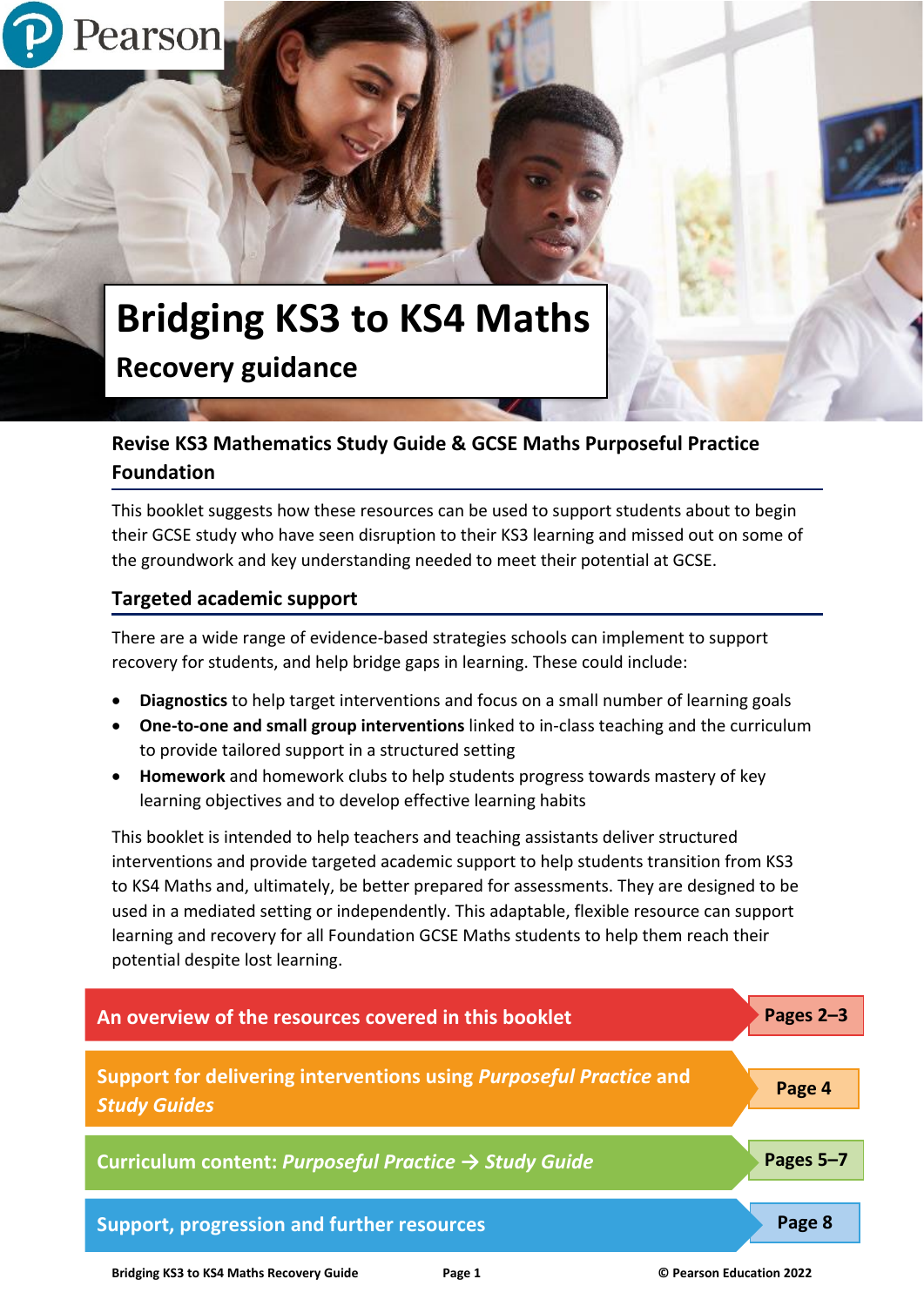# Bridging KS3 to KS4 Maths

## Recovery guidance

### Revise KS3 Mathematics Study Guide & GCSE Maths Purposeful Practice Foundation

This booklet suggests how these resources can be used to support students about to begin their GCSE study who have seen disruption to their KS3 learning and missed out on some of the groundwork and key understanding needed to meet their potential at GCSE.

### Targeted academic support

There are a wide range of evidence-based strategies schools can implement to support recovery for students, and help bridge gaps in learning. These could include:

- **Diagnostics** to help target interventions and focus on a small number of learning goals
- **One-to-one and small group interventions** linked to in-class teaching and the curriculum to provide tailored support in a structured setting
- **Homework** and homework clubs to help students progress towards mastery of key learning objectives and to develop effective learning habits

This booklet is intended to help teachers and teaching assistants deliver structured interventions and provide targeted academic support to help students transition from KS3 to KS4 Maths and, ultimately, be better prepared for assessments. They are designed to be used in a mediated setting or independently. This adaptable, flexible resource can support learning and recovery for all Foundation GCSE Maths students to help them reach their potential despite lost learning.

| Section | Pages |
| --- | --- |
| An overview of the resources covered in this booklet | Pages 2–3 |
| Support for delivering interventions using *Purposeful Practice* and *Study Guides* | Page 4 |
| Curriculum content: *Purposeful Practice → Study Guide* | Pages 5–7 |
| Support, progression and further resources | Page 8 |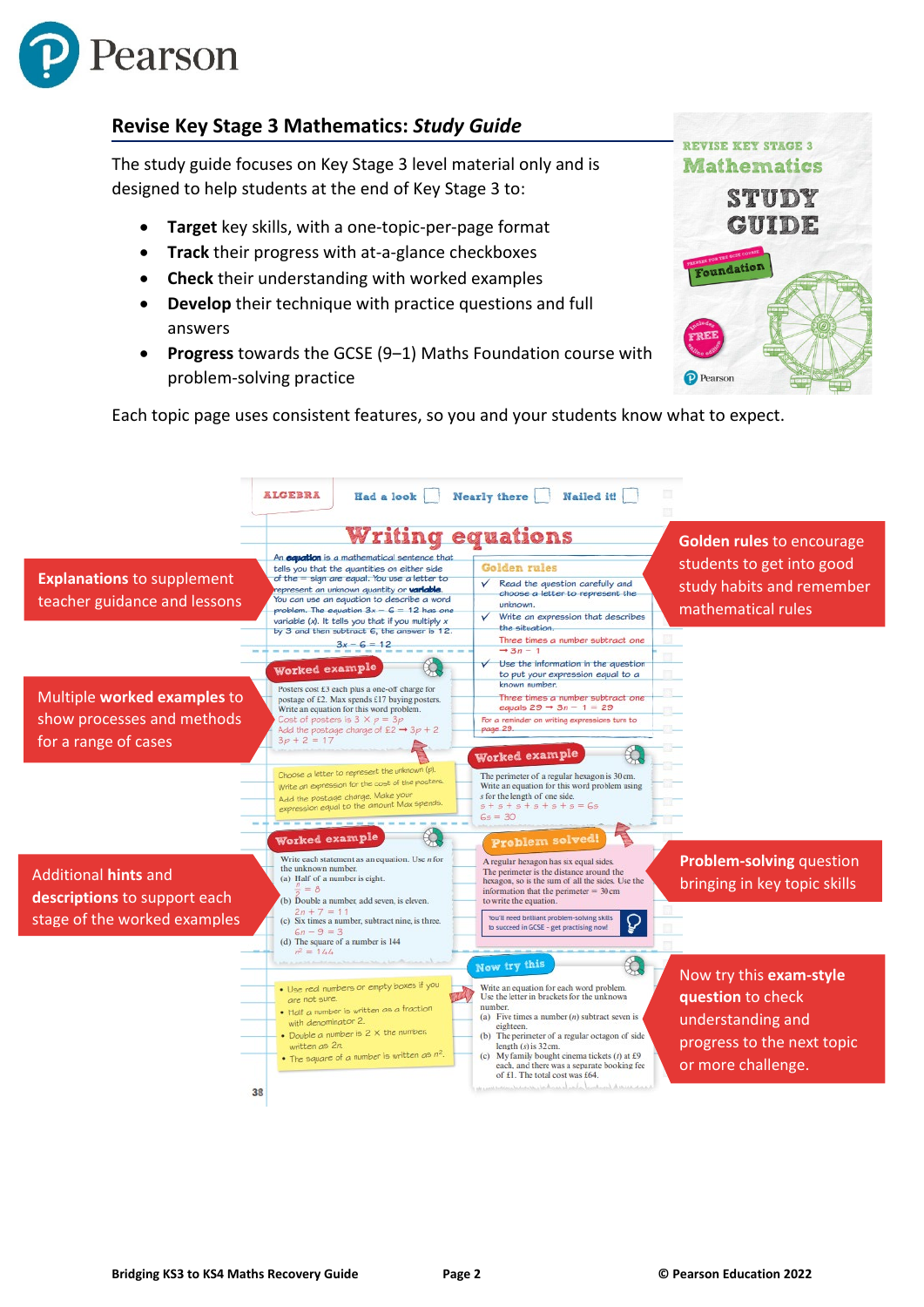## Revise Key Stage 3 Mathematics: *Study Guide*

The study guide focuses on Key Stage 3 level material only and is designed to help students at the end of Key Stage 3 to:

- **Target** key skills, with a one-topic-per-page format
- **Track** their progress with at-a-glance checkboxes
- **Check** their understanding with worked examples
- **Develop** their technique with practice questions and full answers
- **Progress** towards the GCSE (9–1) Maths Foundation course with problem-solving practice

Each topic page uses consistent features, so you and your students know what to expect.

**Explanations** to supplement teacher guidance and lessons

Multiple **worked examples** to show processes and methods for a range of cases

Additional **hints** and **descriptions** to support each stage of the worked examples

**Golden rules** to encourage students to get into good study habits and remember mathematical rules

**Problem-solving** question bringing in key topic skills

Now try this **exam-style question** to check understanding and progress to the next topic or more challenge.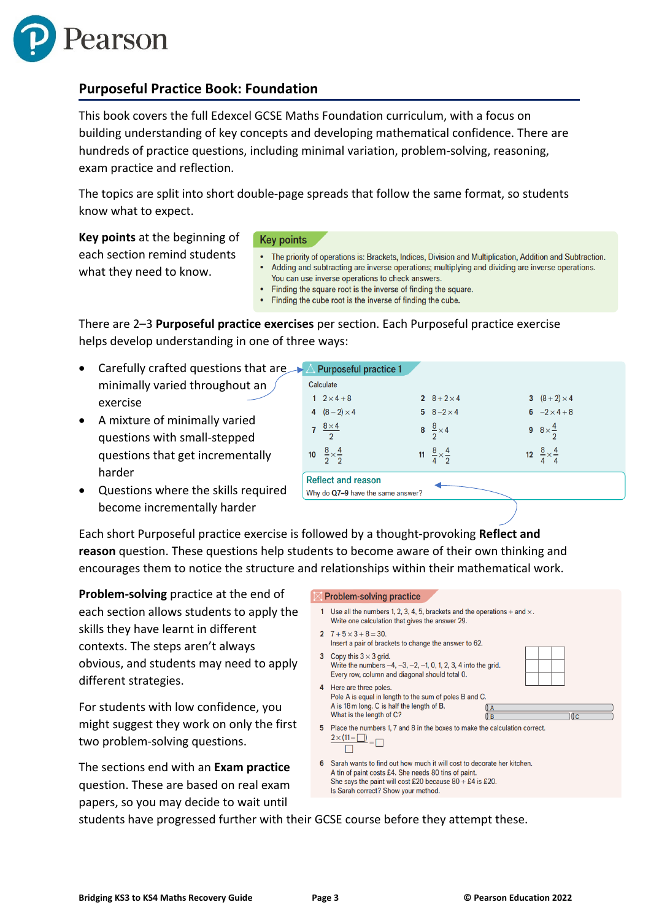## Purposeful Practice Book: Foundation

This book covers the full Edexcel GCSE Maths Foundation curriculum, with a focus on building understanding of key concepts and developing mathematical confidence. There are hundreds of practice questions, including minimal variation, problem-solving, reasoning, exam practice and reflection.

The topics are split into short double-page spreads that follow the same format, so students know what to expect.

**Key points** at the beginning of each section remind students what they need to know.

> **Key points**
> - The priority of operations is: Brackets, Indices, Division and Multiplication, Addition and Subtraction.
> - Adding and subtracting are inverse operations; multiplying and dividing are inverse operations. You can use inverse operations to check answers.
> - Finding the square root is the inverse of finding the square.
> - Finding the cube root is the inverse of finding the cube.

There are 2–3 **Purposeful practice exercises** per section. Each Purposeful practice exercise helps develop understanding in one of three ways:

- Carefully crafted questions that are minimally varied throughout an exercise
- A mixture of minimally varied questions with small-stepped questions that get incrementally harder
- Questions where the skills required become incrementally harder

> **Purposeful practice 1**
>
> Calculate
>
> 1 $2 \times 4 + 8$ &nbsp;&nbsp; 2 $8 + 2 \times 4$ &nbsp;&nbsp; 3 $(8 + 2) \times 4$
>
> 4 $(8 - 2) \times 4$ &nbsp;&nbsp; 5 $8 - 2 \times 4$ &nbsp;&nbsp; 6 $-2 \times 4 + 8$
>
> 7 $\frac{8 \times 4}{2}$ &nbsp;&nbsp; 8 $\frac{8}{2} \times 4$ &nbsp;&nbsp; 9 $8 \times \frac{4}{2}$
>
> 10 $\frac{8}{2} \times \frac{4}{2}$ &nbsp;&nbsp; 11 $\frac{8}{4} \times \frac{4}{2}$ &nbsp;&nbsp; 12 $\frac{8}{4} \times \frac{4}{4}$
>
> **Reflect and reason**
>
> Why do **Q7–9** have the same answer?

Each short Purposeful practice exercise is followed by a thought-provoking **Reflect and reason** question. These questions help students to become aware of their own thinking and encourages them to notice the structure and relationships within their mathematical work.

**Problem-solving** practice at the end of each section allows students to apply the skills they have learnt in different contexts. The steps aren't always obvious, and students may need to apply different strategies.

For students with low confidence, you might suggest they work on only the first two problem-solving questions.

> **Problem-solving practice**
>
> 1 Use all the numbers 1, 2, 3, 4, 5, brackets and the operations + and ×.
> Write one calculation that gives the answer 29.
>
> 2 $7 + 5 \times 3 + 8 = 30$.
> Insert a pair of brackets to change the answer to 62.
>
> 3 Copy this 3 × 3 grid.
> Write the numbers −4, −3, −2, −1, 0, 1, 2, 3, 4 into the grid.
> Every row, column and diagonal should total 0.
>
> 4 Here are three poles.
> Pole A is equal in length to the sum of poles B and C.
> A is 18 m long. C is half the length of B.
> What is the length of C?
>
> 5 Place the numbers 1, 7 and 8 in the boxes to make the calculation correct.
> $\frac{2 \times (11 - \square)}{\square} = \square$
>
> 6 Sarah wants to find out how much it will cost to decorate her kitchen.
> A tin of paint costs £4. She needs 80 tins of paint.
> She says the paint will cost £20 because 80 ÷ £4 is £20.
> Is Sarah correct? Show your method.

The sections end with an **Exam practice** question. These are based on real exam papers, so you may decide to wait until students have progressed further with their GCSE course before they attempt these.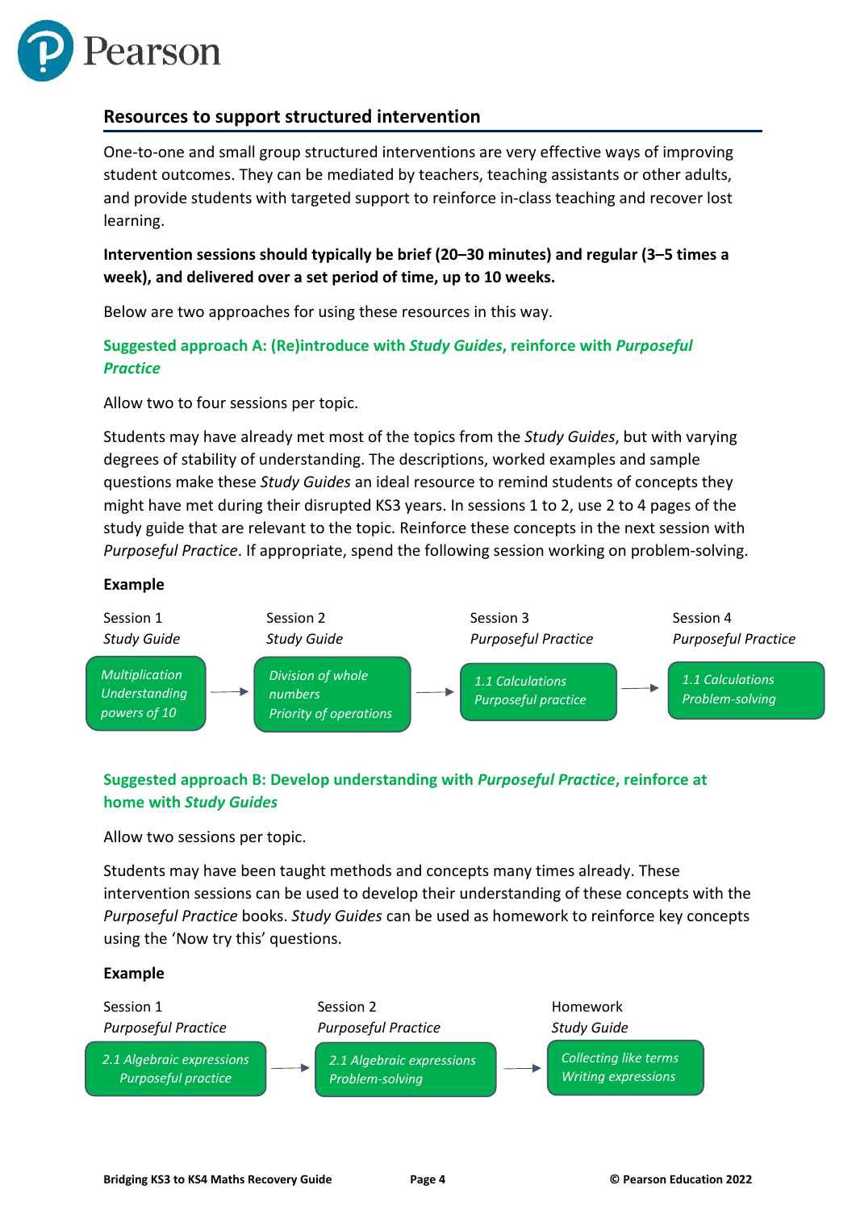## Resources to support structured intervention

One-to-one and small group structured interventions are very effective ways of improving student outcomes. They can be mediated by teachers, teaching assistants or other adults, and provide students with targeted support to reinforce in-class teaching and recover lost learning.

**Intervention sessions should typically be brief (20–30 minutes) and regular (3–5 times a week), and delivered over a set period of time, up to 10 weeks.**

Below are two approaches for using these resources in this way.

### Suggested approach A: (Re)introduce with *Study Guides*, reinforce with *Purposeful Practice*

Allow two to four sessions per topic.

Students may have already met most of the topics from the *Study Guides*, but with varying degrees of stability of understanding. The descriptions, worked examples and sample questions make these *Study Guides* an ideal resource to remind students of concepts they might have met during their disrupted KS3 years. In sessions 1 to 2, use 2 to 4 pages of the study guide that are relevant to the topic. Reinforce these concepts in the next session with *Purposeful Practice*. If appropriate, spend the following session working on problem-solving.

**Example**

| Session 1 *Study Guide* | | Session 2 *Study Guide* | | Session 3 *Purposeful Practice* | | Session 4 *Purposeful Practice* |
|---|---|---|---|---|---|---|
| *Multiplication* *Understanding powers of 10* | → | *Division of whole numbers* *Priority of operations* | → | *1.1 Calculations* *Purposeful practice* | → | *1.1 Calculations* *Problem-solving* |

### Suggested approach B: Develop understanding with *Purposeful Practice*, reinforce at home with *Study Guides*

Allow two sessions per topic.

Students may have been taught methods and concepts many times already. These intervention sessions can be used to develop their understanding of these concepts with the *Purposeful Practice* books. *Study Guides* can be used as homework to reinforce key concepts using the 'Now try this' questions.

**Example**

| Session 1 *Purposeful Practice* | | Session 2 *Purposeful Practice* | | Homework *Study Guide* |
|---|---|---|---|---|
| *2.1 Algebraic expressions* *Purposeful practice* | → | *2.1 Algebraic expressions* *Problem-solving* | → | *Collecting like terms* *Writing expressions* |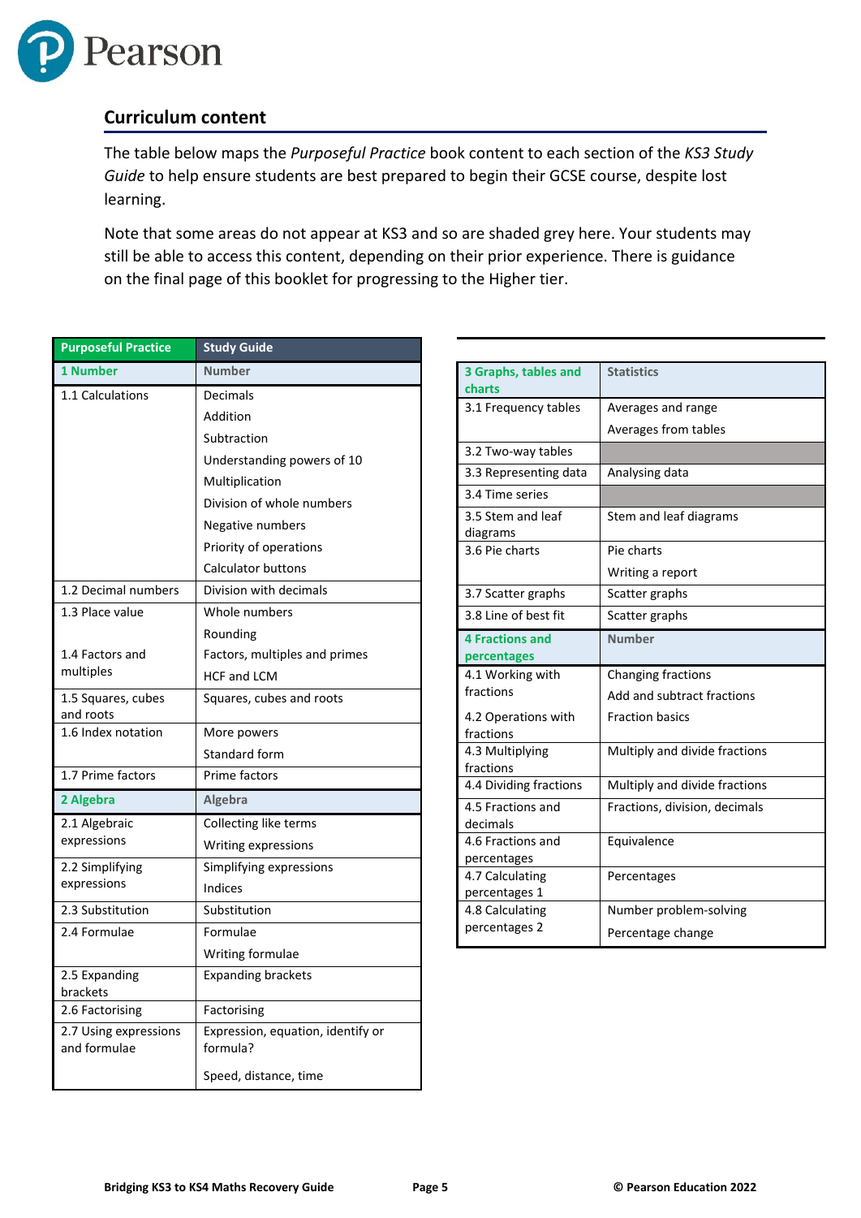## Curriculum content

The table below maps the *Purposeful Practice* book content to each section of the *KS3 Study Guide* to help ensure students are best prepared to begin their GCSE course, despite lost learning.

Note that some areas do not appear at KS3 and so are shaded grey here. Your students may still be able to access this content, depending on their prior experience. There is guidance on the final page of this booklet for progressing to the Higher tier.

| Purposeful Practice | Study Guide |
|---|---|
| **1 Number** | **Number** |
| 1.1 Calculations | Decimals<br>Addition<br>Subtraction<br>Understanding powers of 10<br>Multiplication<br>Division of whole numbers<br>Negative numbers<br>Priority of operations<br>Calculator buttons |
| 1.2 Decimal numbers | Division with decimals |
| 1.3 Place value | Whole numbers<br>Rounding |
| 1.4 Factors and multiples | Factors, multiples and primes<br>HCF and LCM |
| 1.5 Squares, cubes and roots | Squares, cubes and roots |
| 1.6 Index notation | More powers<br>Standard form |
| 1.7 Prime factors | Prime factors |
| **2 Algebra** | **Algebra** |
| 2.1 Algebraic expressions | Collecting like terms<br>Writing expressions |
| 2.2 Simplifying expressions | Simplifying expressions<br>Indices |
| 2.3 Substitution | Substitution |
| 2.4 Formulae | Formulae<br>Writing formulae |
| 2.5 Expanding brackets | Expanding brackets |
| 2.6 Factorising | Factorising |
| 2.7 Using expressions and formulae | Expression, equation, identify or formula?<br>Speed, distance, time |

| Purposeful Practice | Study Guide |
|---|---|
| **3 Graphs, tables and charts** | **Statistics** |
| 3.1 Frequency tables | Averages and range<br>Averages from tables |
| 3.2 Two-way tables | |
| 3.3 Representing data | Analysing data |
| 3.4 Time series | |
| 3.5 Stem and leaf diagrams | Stem and leaf diagrams |
| 3.6 Pie charts | Pie charts<br>Writing a report |
| 3.7 Scatter graphs | Scatter graphs |
| 3.8 Line of best fit | Scatter graphs |
| **4 Fractions and percentages** | **Number** |
| 4.1 Working with fractions | Changing fractions<br>Add and subtract fractions |
| 4.2 Operations with fractions | Fraction basics |
| 4.3 Multiplying fractions | Multiply and divide fractions |
| 4.4 Dividing fractions | Multiply and divide fractions |
| 4.5 Fractions and decimals | Fractions, division, decimals |
| 4.6 Fractions and percentages | Equivalence |
| 4.7 Calculating percentages 1 | Percentages |
| 4.8 Calculating percentages 2 | Number problem-solving<br>Percentage change |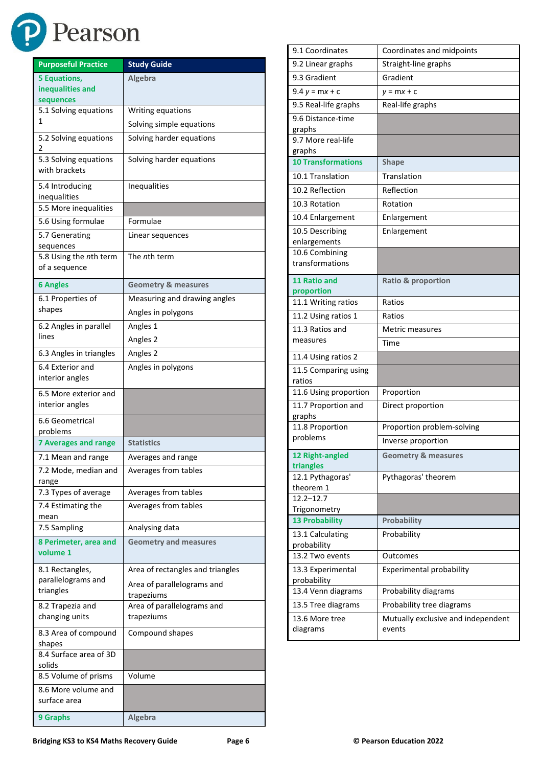| Purposeful Practice | Study Guide |
|---|---|
| **5 Equations, inequalities and sequences** | **Algebra** |
| 5.1 Solving equations 1 | Writing equations<br>Solving simple equations |
| 5.2 Solving equations 2 | Solving harder equations |
| 5.3 Solving equations with brackets | Solving harder equations |
| 5.4 Introducing inequalities | Inequalities |
| 5.5 More inequalities | |
| 5.6 Using formulae | Formulae |
| 5.7 Generating sequences | Linear sequences |
| 5.8 Using the *n*th term of a sequence | The *n*th term |
| **6 Angles** | **Geometry & measures** |
| 6.1 Properties of shapes | Measuring and drawing angles<br>Angles in polygons |
| 6.2 Angles in parallel lines | Angles 1<br>Angles 2 |
| 6.3 Angles in triangles | Angles 2 |
| 6.4 Exterior and interior angles | Angles in polygons |
| 6.5 More exterior and interior angles | |
| 6.6 Geometrical problems | |
| **7 Averages and range** | **Statistics** |
| 7.1 Mean and range | Averages and range |
| 7.2 Mode, median and range | Averages from tables |
| 7.3 Types of average | Averages from tables |
| 7.4 Estimating the mean | Averages from tables |
| 7.5 Sampling | Analysing data |
| **8 Perimeter, area and volume 1** | **Geometry and measures** |
| 8.1 Rectangles, parallelograms and triangles | Area of rectangles and triangles<br>Area of parallelograms and trapeziums |
| 8.2 Trapezia and changing units | Area of parallelograms and trapeziums |
| 8.3 Area of compound shapes | Compound shapes |
| 8.4 Surface area of 3D solids | |
| 8.5 Volume of prisms | Volume |
| 8.6 More volume and surface area | |
| **9 Graphs** | **Algebra** |
| 9.1 Coordinates | Coordinates and midpoints |
| 9.2 Linear graphs | Straight-line graphs |
| 9.3 Gradient | Gradient |
| 9.4 $y = mx + c$ | $y = mx + c$ |
| 9.5 Real-life graphs | Real-life graphs |
| 9.6 Distance-time graphs | |
| 9.7 More real-life graphs | |
| **10 Transformations** | **Shape** |
| 10.1 Translation | Translation |
| 10.2 Reflection | Reflection |
| 10.3 Rotation | Rotation |
| 10.4 Enlargement | Enlargement |
| 10.5 Describing enlargements | Enlargement |
| 10.6 Combining transformations | |
| **11 Ratio and proportion** | **Ratio & proportion** |
| 11.1 Writing ratios | Ratios |
| 11.2 Using ratios 1 | Ratios |
| 11.3 Ratios and measures | Metric measures<br>Time |
| 11.4 Using ratios 2 | |
| 11.5 Comparing using ratios | |
| 11.6 Using proportion | Proportion |
| 11.7 Proportion and graphs | Direct proportion |
| 11.8 Proportion problems | Proportion problem-solving<br>Inverse proportion |
| **12 Right-angled triangles** | **Geometry & measures** |
| 12.1 Pythagoras' theorem 1 | Pythagoras' theorem |
| 12.2–12.7 Trigonometry | |
| **13 Probability** | **Probability** |
| 13.1 Calculating probability | Probability |
| 13.2 Two events | Outcomes |
| 13.3 Experimental probability | Experimental probability |
| 13.4 Venn diagrams | Probability diagrams |
| 13.5 Tree diagrams | Probability tree diagrams |
| 13.6 More tree diagrams | Mutually exclusive and independent events |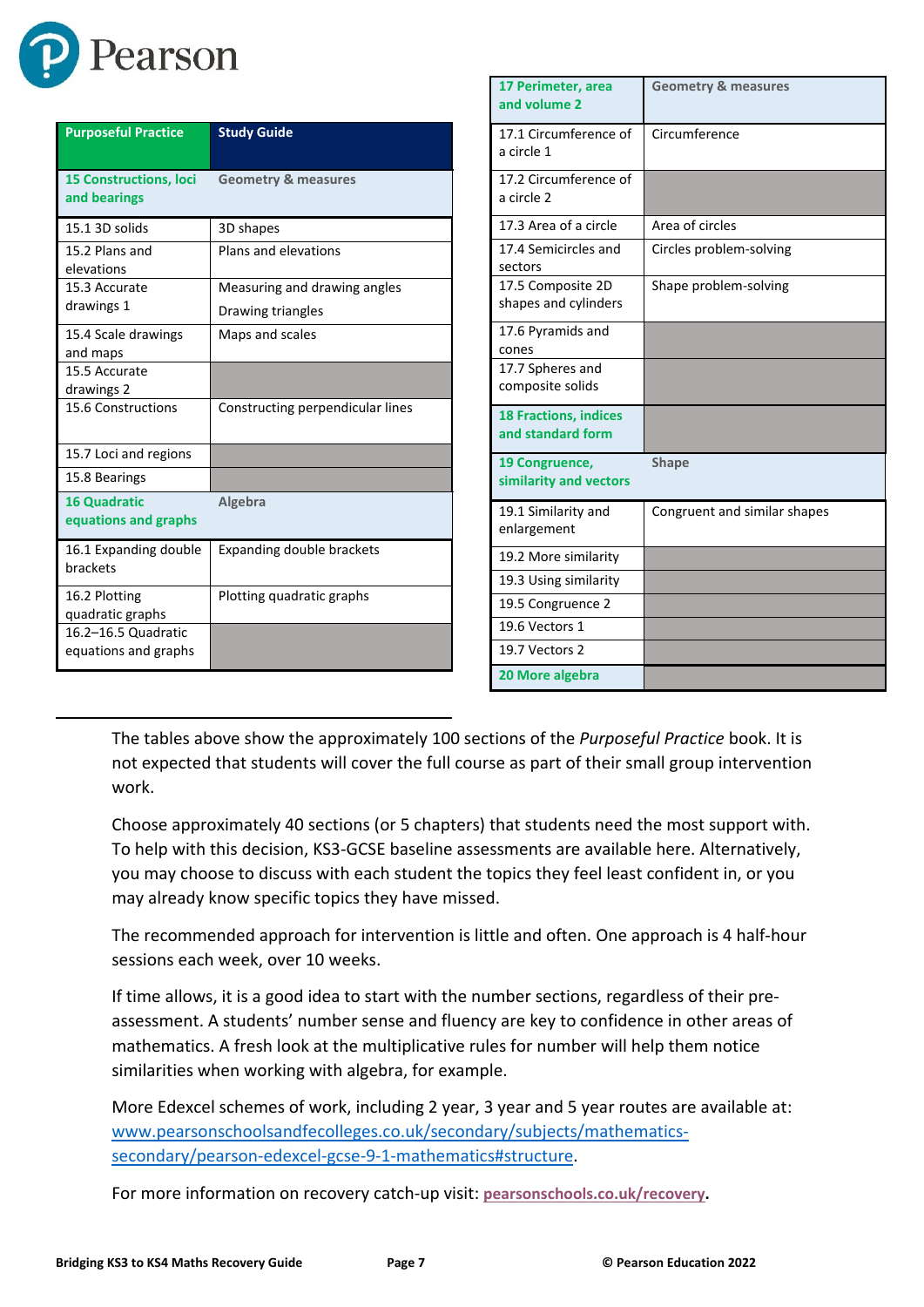| Purposeful Practice | Study Guide |
|---|---|
| **15 Constructions, loci and bearings** | **Geometry & measures** |
| 15.1 3D solids | 3D shapes |
| 15.2 Plans and elevations | Plans and elevations |
| 15.3 Accurate drawings 1 | Measuring and drawing angles<br>Drawing triangles |
| 15.4 Scale drawings and maps | Maps and scales |
| 15.5 Accurate drawings 2 | |
| 15.6 Constructions | Constructing perpendicular lines |
| 15.7 Loci and regions | |
| 15.8 Bearings | |
| **16 Quadratic equations and graphs** | **Algebra** |
| 16.1 Expanding double brackets | Expanding double brackets |
| 16.2 Plotting quadratic graphs | Plotting quadratic graphs |
| 16.2–16.5 Quadratic equations and graphs | |
| **17 Perimeter, area and volume 2** | **Geometry & measures** |
| 17.1 Circumference of a circle 1 | Circumference |
| 17.2 Circumference of a circle 2 | |
| 17.3 Area of a circle | Area of circles |
| 17.4 Semicircles and sectors | Circles problem-solving |
| 17.5 Composite 2D shapes and cylinders | Shape problem-solving |
| 17.6 Pyramids and cones | |
| 17.7 Spheres and composite solids | |
| **18 Fractions, indices and standard form** | |
| **19 Congruence, similarity and vectors** | **Shape** |
| 19.1 Similarity and enlargement | Congruent and similar shapes |
| 19.2 More similarity | |
| 19.3 Using similarity | |
| 19.5 Congruence 2 | |
| 19.6 Vectors 1 | |
| 19.7 Vectors 2 | |
| **20 More algebra** | |

The tables above show the approximately 100 sections of the *Purposeful Practice* book. It is not expected that students will cover the full course as part of their small group intervention work.

Choose approximately 40 sections (or 5 chapters) that students need the most support with. To help with this decision, KS3-GCSE baseline assessments are available here. Alternatively, you may choose to discuss with each student the topics they feel least confident in, or you may already know specific topics they have missed.

The recommended approach for intervention is little and often. One approach is 4 half-hour sessions each week, over 10 weeks.

If time allows, it is a good idea to start with the number sections, regardless of their pre-assessment. A students' number sense and fluency are key to confidence in other areas of mathematics. A fresh look at the multiplicative rules for number will help them notice similarities when working with algebra, for example.

More Edexcel schemes of work, including 2 year, 3 year and 5 year routes are available at: [www.pearsonschoolsandfecolleges.co.uk/secondary/subjects/mathematics-secondary/pearson-edexcel-gcse-9-1-mathematics#structure](www.pearsonschoolsandfecolleges.co.uk/secondary/subjects/mathematics-secondary/pearson-edexcel-gcse-9-1-mathematics#structure).

For more information on recovery catch-up visit: **[pearsonschools.co.uk/recovery](pearsonschools.co.uk/recovery)**.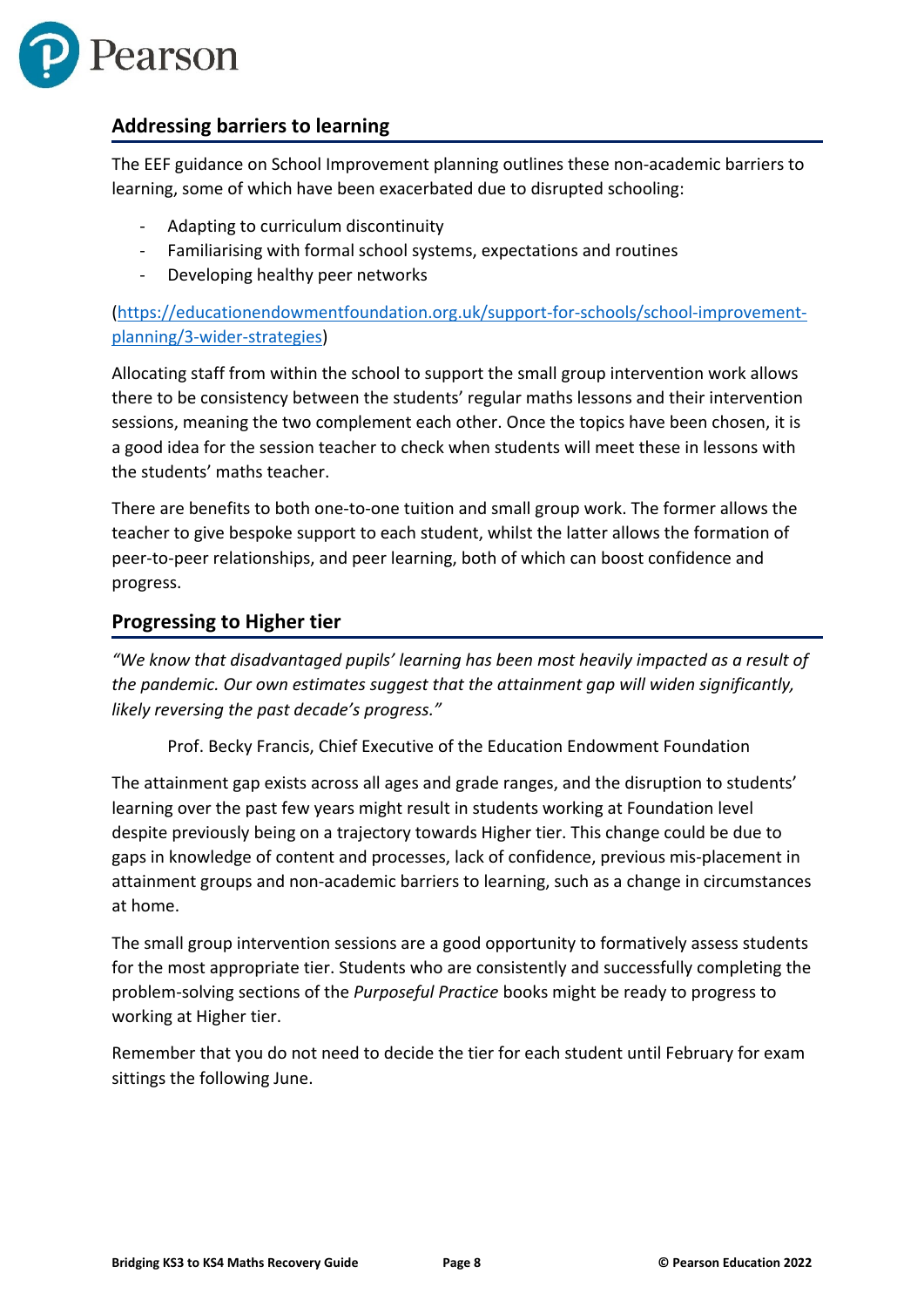## Addressing barriers to learning

The EEF guidance on School Improvement planning outlines these non-academic barriers to learning, some of which have been exacerbated due to disrupted schooling:

- Adapting to curriculum discontinuity
- Familiarising with formal school systems, expectations and routines
- Developing healthy peer networks

(https://educationendowmentfoundation.org.uk/support-for-schools/school-improvement-planning/3-wider-strategies)

Allocating staff from within the school to support the small group intervention work allows there to be consistency between the students' regular maths lessons and their intervention sessions, meaning the two complement each other. Once the topics have been chosen, it is a good idea for the session teacher to check when students will meet these in lessons with the students' maths teacher.

There are benefits to both one-to-one tuition and small group work. The former allows the teacher to give bespoke support to each student, whilst the latter allows the formation of peer-to-peer relationships, and peer learning, both of which can boost confidence and progress.

## Progressing to Higher tier

*"We know that disadvantaged pupils' learning has been most heavily impacted as a result of the pandemic. Our own estimates suggest that the attainment gap will widen significantly, likely reversing the past decade's progress."*

Prof. Becky Francis, Chief Executive of the Education Endowment Foundation

The attainment gap exists across all ages and grade ranges, and the disruption to students' learning over the past few years might result in students working at Foundation level despite previously being on a trajectory towards Higher tier. This change could be due to gaps in knowledge of content and processes, lack of confidence, previous mis-placement in attainment groups and non-academic barriers to learning, such as a change in circumstances at home.

The small group intervention sessions are a good opportunity to formatively assess students for the most appropriate tier. Students who are consistently and successfully completing the problem-solving sections of the *Purposeful Practice* books might be ready to progress to working at Higher tier.

Remember that you do not need to decide the tier for each student until February for exam sittings the following June.